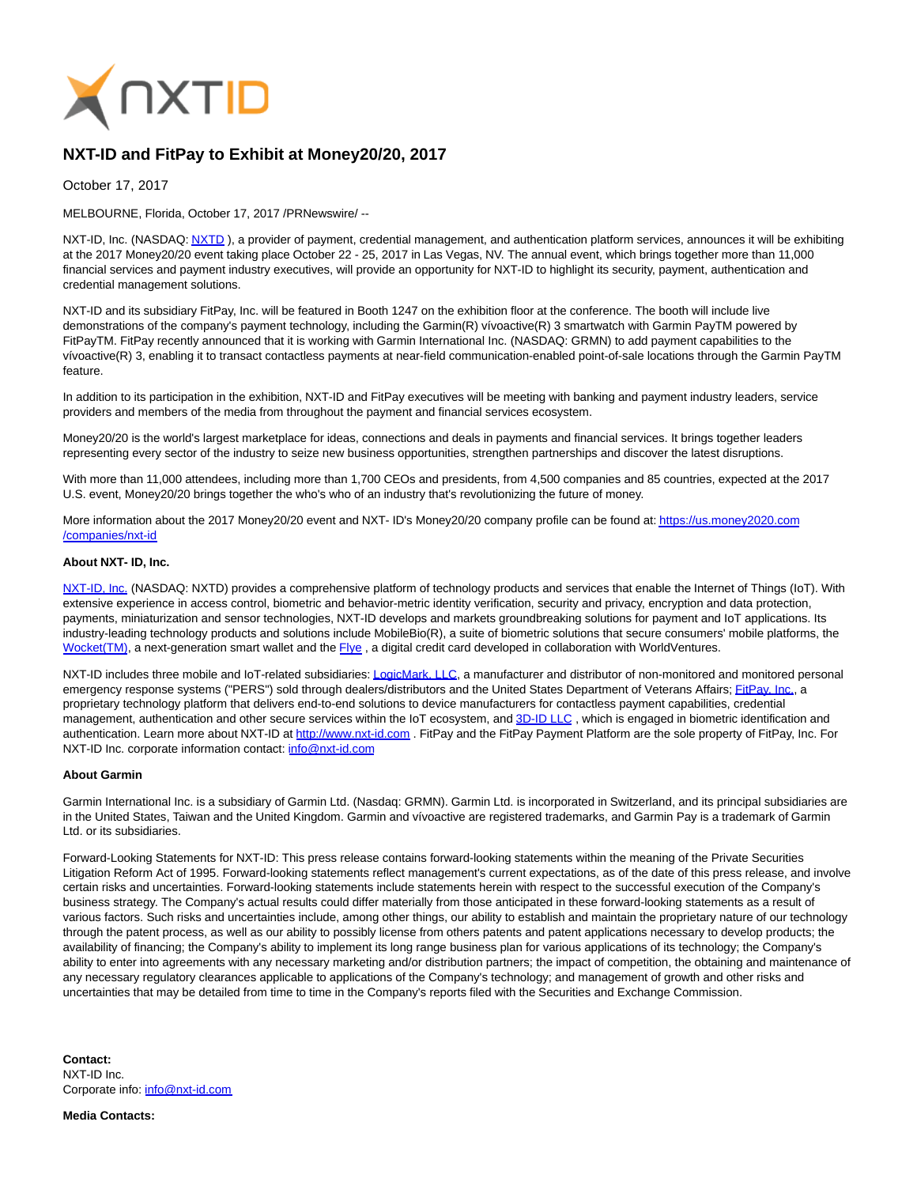# NXT-ID and FitPay to Exhibit at Money20/20, 2017

October 17, 2017

MELBOURNE, Florida, October 17, 2017 /PRNewswire/ --

NXT-ID, Inc. (NASDAQ: NXTD ), a provider of payment, credential management, and authentication platform services, announces it will be exhibiting at the 2017 Money20/20 event taking place October 22 - 25, 2017 in Las Vegas, NV. The annual event, which brings together more than 11,000 financial services and payment industry executives, will provide an opportunity for NXT-ID to highlight its security, payment, authentication and credential management solutions.

NXT-ID and its subsidiary FitPay, Inc. will be featured in Booth 1247 on the exhibition floor at the conference. The booth will include live demonstrations of the company's payment technology, including the Garmin(R) vívoactive(R) 3 smartwatch with Garmin PayTM powered by FitPayTM. FitPay recently announced that it is working with Garmin International Inc. (NASDAQ: GRMN) to add payment capabilities to the vívoactive(R) 3, enabling it to transact contactless payments at near-field communication-enabled point-of-sale locations through the Garmin PayTM feature.

In addition to its participation in the exhibition, NXT-ID and FitPay executives will be meeting with banking and payment industry leaders, service providers and members of the media from throughout the payment and financial services ecosystem.

Money20/20 is the world's largest marketplace for ideas, connections and deals in payments and financial services. It brings together leaders representing every sector of the industry to seize new business opportunities, strengthen partnerships and discover the latest disruptions.

With more than 11,000 attendees, including more than 1,700 CEOs and presidents, from 4,500 companies and 85 countries, expected at the 2017 U.S. event, Money20/20 brings together the who's who of an industry that's revolutionizing the future of money.

More information about the 2017 Money20/20 event and NXT- ID's Money20/20 company profile can be found at: https://us.money2020.com/companies/nxt-id

**About NXT- ID, Inc.**

NXT-ID, Inc. (NASDAQ: NXTD) provides a comprehensive platform of technology products and services that enable the Internet of Things (IoT). With extensive experience in access control, biometric and behavior-metric identity verification, security and privacy, encryption and data protection, payments, miniaturization and sensor technologies, NXT-ID develops and markets groundbreaking solutions for payment and IoT applications. Its industry-leading technology products and solutions include MobileBio(R), a suite of biometric solutions that secure consumers' mobile platforms, the Wocket(TM), a next-generation smart wallet and the Flye , a digital credit card developed in collaboration with WorldVentures.

NXT-ID includes three mobile and IoT-related subsidiaries: LogicMark, LLC, a manufacturer and distributor of non-monitored and monitored personal emergency response systems ("PERS") sold through dealers/distributors and the United States Department of Veterans Affairs; FitPay, Inc., a proprietary technology platform that delivers end-to-end solutions to device manufacturers for contactless payment capabilities, credential management, authentication and other secure services within the IoT ecosystem, and 3D-ID LLC , which is engaged in biometric identification and authentication. Learn more about NXT-ID at http://www.nxt-id.com . FitPay and the FitPay Payment Platform are the sole property of FitPay, Inc. For NXT-ID Inc. corporate information contact: info@nxt-id.com

**About Garmin**

Garmin International Inc. is a subsidiary of Garmin Ltd. (Nasdaq: GRMN). Garmin Ltd. is incorporated in Switzerland, and its principal subsidiaries are in the United States, Taiwan and the United Kingdom. Garmin and vívoactive are registered trademarks, and Garmin Pay is a trademark of Garmin Ltd. or its subsidiaries.

Forward-Looking Statements for NXT-ID: This press release contains forward-looking statements within the meaning of the Private Securities Litigation Reform Act of 1995. Forward-looking statements reflect management's current expectations, as of the date of this press release, and involve certain risks and uncertainties. Forward-looking statements include statements herein with respect to the successful execution of the Company's business strategy. The Company's actual results could differ materially from those anticipated in these forward-looking statements as a result of various factors. Such risks and uncertainties include, among other things, our ability to establish and maintain the proprietary nature of our technology through the patent process, as well as our ability to possibly license from others patents and patent applications necessary to develop products; the availability of financing; the Company's ability to implement its long range business plan for various applications of its technology; the Company's ability to enter into agreements with any necessary marketing and/or distribution partners; the impact of competition, the obtaining and maintenance of any necessary regulatory clearances applicable to applications of the Company's technology; and management of growth and other risks and uncertainties that may be detailed from time to time in the Company's reports filed with the Securities and Exchange Commission.

**Contact:**
NXT-ID Inc.
Corporate info: info@nxt-id.com

**Media Contacts:**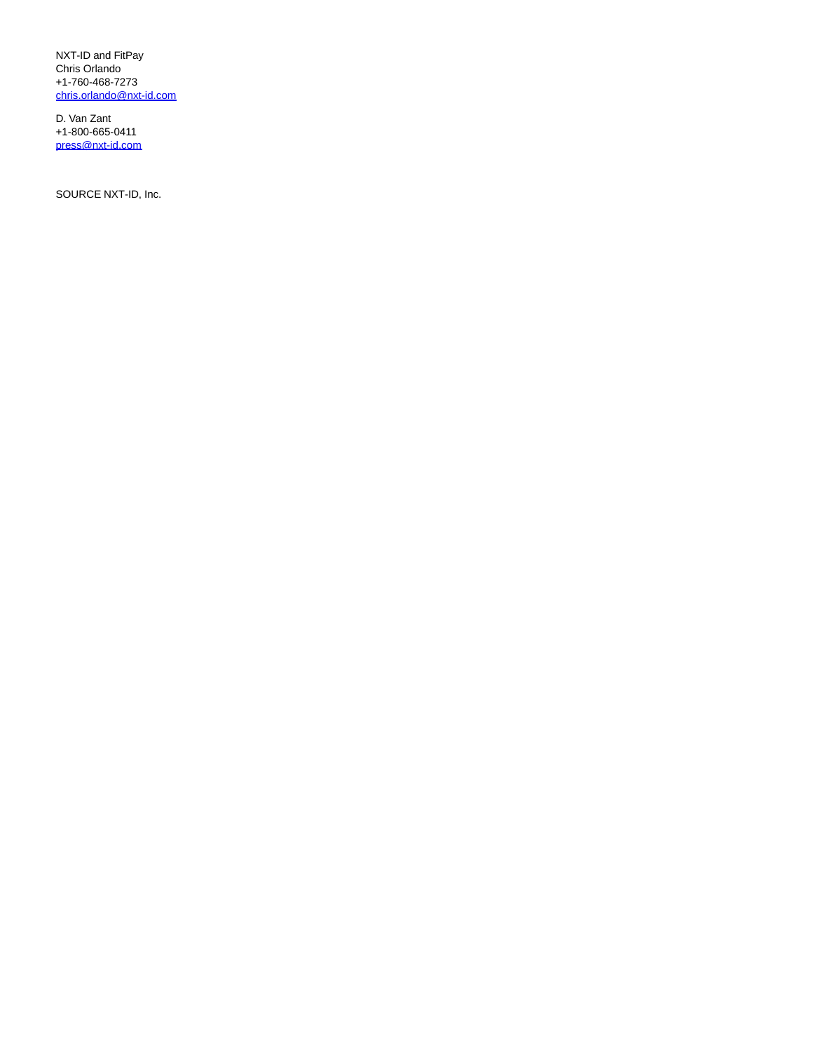NXT-ID and FitPay
Chris Orlando
+1-760-468-7273
chris.orlando@nxt-id.com

D. Van Zant
+1-800-665-0411
press@nxt-id.com

SOURCE NXT-ID, Inc.